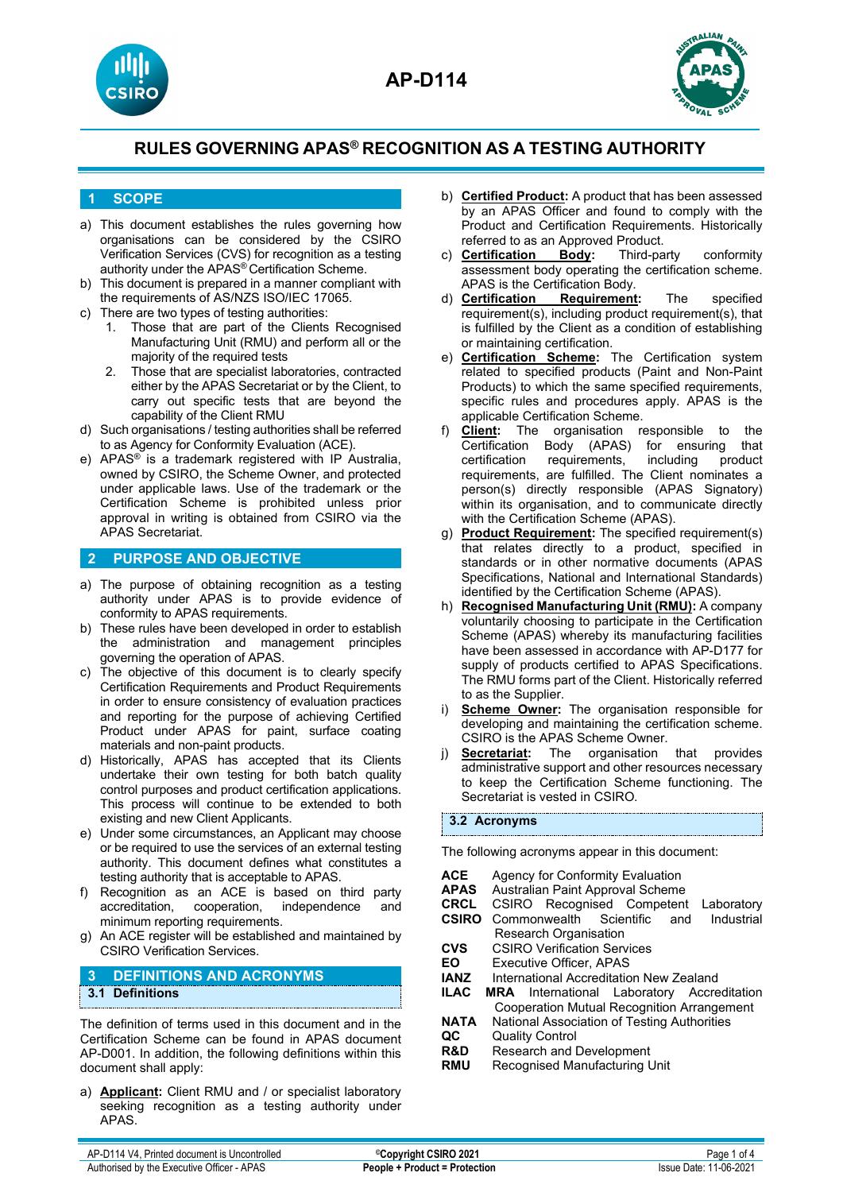# AP-D114

# RULES GOVERNING APAS® RECOGNITION AS A TESTING AUTHORITY

## 1 SCOPE

a) This document establishes the rules governing how organisations can be considered by the CSIRO Verification Services (CVS) for recognition as a testing authority under the APAS® Certification Scheme.

b) This document is prepared in a manner compliant with the requirements of AS/NZS ISO/IEC 17065.

c) There are two types of testing authorities:
   1. Those that are part of the Clients Recognised Manufacturing Unit (RMU) and perform all or the majority of the required tests
   2. Those that are specialist laboratories, contracted either by the APAS Secretariat or by the Client, to carry out specific tests that are beyond the capability of the Client RMU

d) Such organisations / testing authorities shall be referred to as Agency for Conformity Evaluation (ACE).

e) APAS® is a trademark registered with IP Australia, owned by CSIRO, the Scheme Owner, and protected under applicable laws. Use of the trademark or the Certification Scheme is prohibited unless prior approval in writing is obtained from CSIRO via the APAS Secretariat.

## 2 PURPOSE AND OBJECTIVE

a) The purpose of obtaining recognition as a testing authority under APAS is to provide evidence of conformity to APAS requirements.

b) These rules have been developed in order to establish the administration and management principles governing the operation of APAS.

c) The objective of this document is to clearly specify Certification Requirements and Product Requirements in order to ensure consistency of evaluation practices and reporting for the purpose of achieving Certified Product under APAS for paint, surface coating materials and non-paint products.

d) Historically, APAS has accepted that its Clients undertake their own testing for both batch quality control purposes and product certification applications. This process will continue to be extended to both existing and new Client Applicants.

e) Under some circumstances, an Applicant may choose or be required to use the services of an external testing authority. This document defines what constitutes a testing authority that is acceptable to APAS.

f) Recognition as an ACE is based on third party accreditation, cooperation, independence and minimum reporting requirements.

g) An ACE register will be established and maintained by CSIRO Verification Services.

## 3 DEFINITIONS AND ACRONYMS

### 3.1 Definitions

The definition of terms used in this document and in the Certification Scheme can be found in APAS document AP-D001. In addition, the following definitions within this document shall apply:

a) **Applicant:** Client RMU and / or specialist laboratory seeking recognition as a testing authority under APAS.

b) **Certified Product:** A product that has been assessed by an APAS Officer and found to comply with the Product and Certification Requirements. Historically referred to as an Approved Product.

c) **Certification Body:** Third-party conformity assessment body operating the certification scheme. APAS is the Certification Body.

d) **Certification Requirement:** The specified requirement(s), including product requirement(s), that is fulfilled by the Client as a condition of establishing or maintaining certification.

e) **Certification Scheme:** The Certification system related to specified products (Paint and Non-Paint Products) to which the same specified requirements, specific rules and procedures apply. APAS is the applicable Certification Scheme.

f) **Client:** The organisation responsible to the Certification Body (APAS) for ensuring that certification requirements, including product requirements, are fulfilled. The Client nominates a person(s) directly responsible (APAS Signatory) within its organisation, and to communicate directly with the Certification Scheme (APAS).

g) **Product Requirement:** The specified requirement(s) that relates directly to a product, specified in standards or in other normative documents (APAS Specifications, National and International Standards) identified by the Certification Scheme (APAS).

h) **Recognised Manufacturing Unit (RMU):** A company voluntarily choosing to participate in the Certification Scheme (APAS) whereby its manufacturing facilities have been assessed in accordance with AP-D177 for supply of products certified to APAS Specifications. The RMU forms part of the Client. Historically referred to as the Supplier.

i) **Scheme Owner:** The organisation responsible for developing and maintaining the certification scheme. CSIRO is the APAS Scheme Owner.

j) **Secretariat:** The organisation that provides administrative support and other resources necessary to keep the Certification Scheme functioning. The Secretariat is vested in CSIRO.

### 3.2 Acronyms

The following acronyms appear in this document:

| | |
|---|---|
| **ACE** | Agency for Conformity Evaluation |
| **APAS** | Australian Paint Approval Scheme |
| **CRCL** | CSIRO Recognised Competent Laboratory |
| **CSIRO** | Commonwealth Scientific and Industrial Research Organisation |
| **CVS** | CSIRO Verification Services |
| **EO** | Executive Officer, APAS |
| **IANZ** | International Accreditation New Zealand |
| **ILAC MRA** | International Laboratory Accreditation Cooperation Mutual Recognition Arrangement |
| **NATA** | National Association of Testing Authorities |
| **QC** | Quality Control |
| **R&D** | Research and Development |
| **RMU** | Recognised Manufacturing Unit |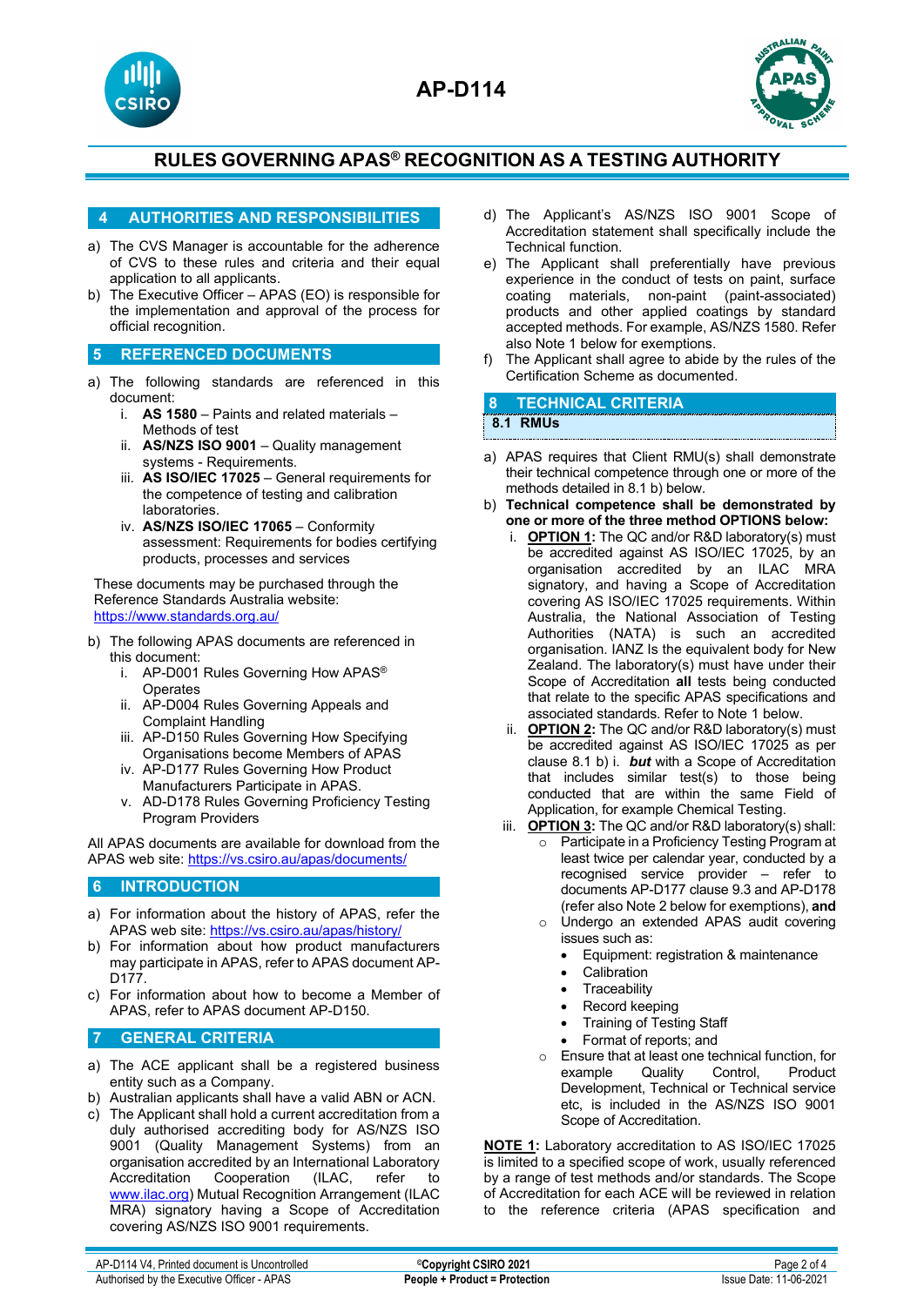## 4 AUTHORITIES AND RESPONSIBILITIES

a) The CVS Manager is accountable for the adherence of CVS to these rules and criteria and their equal application to all applicants.
b) The Executive Officer – APAS (EO) is responsible for the implementation and approval of the process for official recognition.

## 5 REFERENCED DOCUMENTS

a) The following standards are referenced in this document:
   i. **AS 1580** – Paints and related materials – Methods of test
   ii. **AS/NZS ISO 9001** – Quality management systems - Requirements.
   iii. **AS ISO/IEC 17025** – General requirements for the competence of testing and calibration laboratories.
   iv. **AS/NZS ISO/IEC 17065** – Conformity assessment: Requirements for bodies certifying products, processes and services

These documents may be purchased through the Reference Standards Australia website: https://www.standards.org.au/

b) The following APAS documents are referenced in this document:
   i. AP-D001 Rules Governing How APAS® Operates
   ii. AP-D004 Rules Governing Appeals and Complaint Handling
   iii. AP-D150 Rules Governing How Specifying Organisations become Members of APAS
   iv. AP-D177 Rules Governing How Product Manufacturers Participate in APAS.
   v. AD-D178 Rules Governing Proficiency Testing Program Providers

All APAS documents are available for download from the APAS web site: https://vs.csiro.au/apas/documents/

## 6 INTRODUCTION

a) For information about the history of APAS, refer the APAS web site: https://vs.csiro.au/apas/history/
b) For information about how product manufacturers may participate in APAS, refer to APAS document AP-D177.
c) For information about how to become a Member of APAS, refer to APAS document AP-D150.

## 7 GENERAL CRITERIA

a) The ACE applicant shall be a registered business entity such as a Company.
b) Australian applicants shall have a valid ABN or ACN.
c) The Applicant shall hold a current accreditation from a duly authorised accrediting body for AS/NZS ISO 9001 (Quality Management Systems) from an organisation accredited by an International Laboratory Accreditation Cooperation (ILAC, refer to www.ilac.org) Mutual Recognition Arrangement (ILAC MRA) signatory having a Scope of Accreditation covering AS/NZS ISO 9001 requirements.
d) The Applicant's AS/NZS ISO 9001 Scope of Accreditation statement shall specifically include the Technical function.
e) The Applicant shall preferentially have previous experience in the conduct of tests on paint, surface coating materials, non-paint (paint-associated) products and other applied coatings by standard accepted methods. For example, AS/NZS 1580. Refer also Note 1 below for exemptions.
f) The Applicant shall agree to abide by the rules of the Certification Scheme as documented.

## 8 TECHNICAL CRITERIA

### 8.1 RMUs

a) APAS requires that Client RMU(s) shall demonstrate their technical competence through one or more of the methods detailed in 8.1 b) below.
b) **Technical competence shall be demonstrated by one or more of the three method OPTIONS below:**
   i. **OPTION 1:** The QC and/or R&D laboratory(s) must be accredited against AS ISO/IEC 17025, by an organisation accredited by an ILAC MRA signatory, and having a Scope of Accreditation covering AS ISO/IEC 17025 requirements. Within Australia, the National Association of Testing Authorities (NATA) is such an accredited organisation. IANZ Is the equivalent body for New Zealand. The laboratory(s) must have under their Scope of Accreditation **all** tests being conducted that relate to the specific APAS specifications and associated standards. Refer to Note 1 below.
   ii. **OPTION 2:** The QC and/or R&D laboratory(s) must be accredited against AS ISO/IEC 17025 as per clause 8.1 b) i. ***but*** with a Scope of Accreditation that includes similar test(s) to those being conducted that are within the same Field of Application, for example Chemical Testing.
   iii. **OPTION 3:** The QC and/or R&D laboratory(s) shall:
      - Participate in a Proficiency Testing Program at least twice per calendar year, conducted by a recognised service provider – refer to documents AP-D177 clause 9.3 and AP-D178 (refer also Note 2 below for exemptions), **and**
      - Undergo an extended APAS audit covering issues such as:
        - Equipment: registration & maintenance
        - Calibration
        - Traceability
        - Record keeping
        - Training of Testing Staff
        - Format of reports; and
      - Ensure that at least one technical function, for example Quality Control, Product Development, Technical or Technical service etc, is included in the AS/NZS ISO 9001 Scope of Accreditation.

**NOTE 1:** Laboratory accreditation to AS ISO/IEC 17025 is limited to a specified scope of work, usually referenced by a range of test methods and/or standards. The Scope of Accreditation for each ACE will be reviewed in relation to the reference criteria (APAS specification and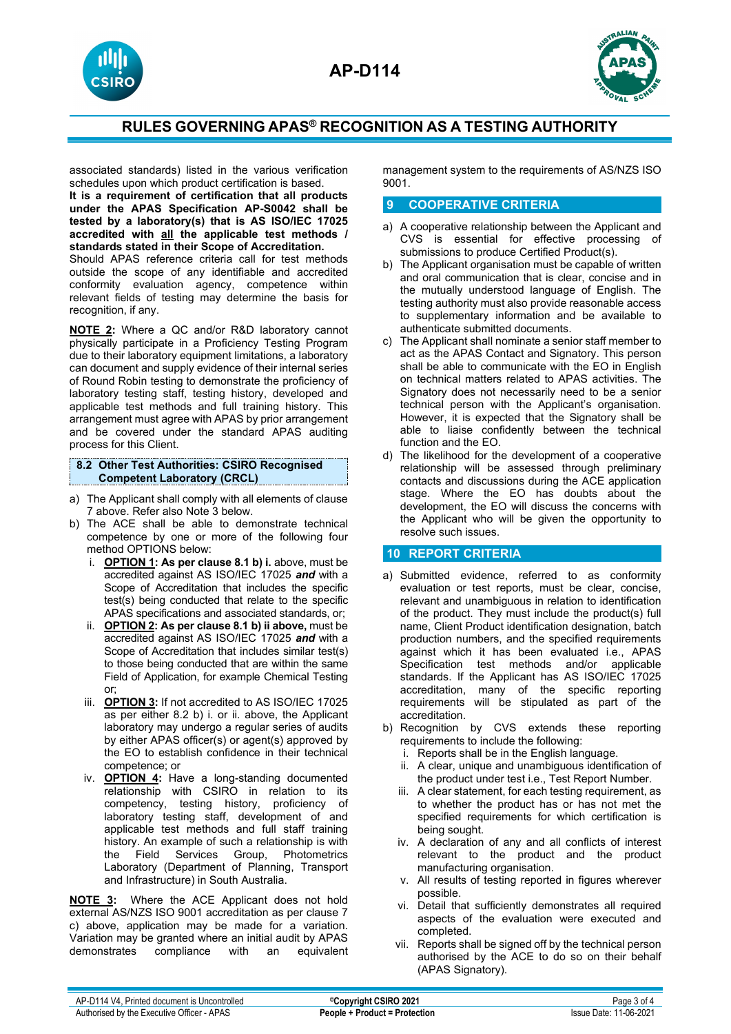associated standards) listed in the various verification schedules upon which product certification is based.

**It is a requirement of certification that all products under the APAS Specification AP-S0042 shall be tested by a laboratory(s) that is AS ISO/IEC 17025 accredited with <u>all</u> the applicable test methods / standards stated in their Scope of Accreditation.**

Should APAS reference criteria call for test methods outside the scope of any identifiable and accredited conformity evaluation agency, competence within relevant fields of testing may determine the basis for recognition, if any.

**<u>NOTE 2</u>:** Where a QC and/or R&D laboratory cannot physically participate in a Proficiency Testing Program due to their laboratory equipment limitations, a laboratory can document and supply evidence of their internal series of Round Robin testing to demonstrate the proficiency of laboratory testing staff, testing history, developed and applicable test methods and full training history. This arrangement must agree with APAS by prior arrangement and be covered under the standard APAS auditing process for this Client.

### 8.2 Other Test Authorities: CSIRO Recognised Competent Laboratory (CRCL)

a) The Applicant shall comply with all elements of clause 7 above. Refer also Note 3 below.
b) The ACE shall be able to demonstrate technical competence by one or more of the following four method OPTIONS below:
   i. **<u>OPTION 1</u>: As per clause 8.1 b) i.** above, must be accredited against AS ISO/IEC 17025 ***and*** with a Scope of Accreditation that includes the specific test(s) being conducted that relate to the specific APAS specifications and associated standards, or;
   ii. **<u>OPTION 2</u>: As per clause 8.1 b) ii above,** must be accredited against AS ISO/IEC 17025 ***and*** with a Scope of Accreditation that includes similar test(s) to those being conducted that are within the same Field of Application, for example Chemical Testing or;
   iii. **<u>OPTION 3</u>:** If not accredited to AS ISO/IEC 17025 as per either 8.2 b) i. or ii. above, the Applicant laboratory may undergo a regular series of audits by either APAS officer(s) or agent(s) approved by the EO to establish confidence in their technical competence; or
   iv. **<u>OPTION 4</u>:** Have a long-standing documented relationship with CSIRO in relation to its competency, testing history, proficiency of laboratory testing staff, development of and applicable test methods and full staff training history. An example of such a relationship is with the Field Services Group, Photometrics Laboratory (Department of Planning, Transport and Infrastructure) in South Australia.

**<u>NOTE 3</u>:** Where the ACE Applicant does not hold external AS/NZS ISO 9001 accreditation as per clause 7 c) above, application may be made for a variation. Variation may be granted where an initial audit by APAS demonstrates compliance with an equivalent management system to the requirements of AS/NZS ISO 9001.

## 9 COOPERATIVE CRITERIA

a) A cooperative relationship between the Applicant and CVS is essential for effective processing of submissions to produce Certified Product(s).
b) The Applicant organisation must be capable of written and oral communication that is clear, concise and in the mutually understood language of English. The testing authority must also provide reasonable access to supplementary information and be available to authenticate submitted documents.
c) The Applicant shall nominate a senior staff member to act as the APAS Contact and Signatory. This person shall be able to communicate with the EO in English on technical matters related to APAS activities. The Signatory does not necessarily need to be a senior technical person with the Applicant's organisation. However, it is expected that the Signatory shall be able to liaise confidently between the technical function and the EO.
d) The likelihood for the development of a cooperative relationship will be assessed through preliminary contacts and discussions during the ACE application stage. Where the EO has doubts about the development, the EO will discuss the concerns with the Applicant who will be given the opportunity to resolve such issues.

## 10 REPORT CRITERIA

a) Submitted evidence, referred to as conformity evaluation or test reports, must be clear, concise, relevant and unambiguous in relation to identification of the product. They must include the product(s) full name, Client Product identification designation, batch production numbers, and the specified requirements against which it has been evaluated i.e., APAS Specification test methods and/or applicable standards. If the Applicant has AS ISO/IEC 17025 accreditation, many of the specific reporting requirements will be stipulated as part of the accreditation.
b) Recognition by CVS extends these reporting requirements to include the following:
   i. Reports shall be in the English language.
   ii. A clear, unique and unambiguous identification of the product under test i.e., Test Report Number.
   iii. A clear statement, for each testing requirement, as to whether the product has or has not met the specified requirements for which certification is being sought.
   iv. A declaration of any and all conflicts of interest relevant to the product and the product manufacturing organisation.
   v. All results of testing reported in figures wherever possible.
   vi. Detail that sufficiently demonstrates all required aspects of the evaluation were executed and completed.
   vii. Reports shall be signed off by the technical person authorised by the ACE to do so on their behalf (APAS Signatory).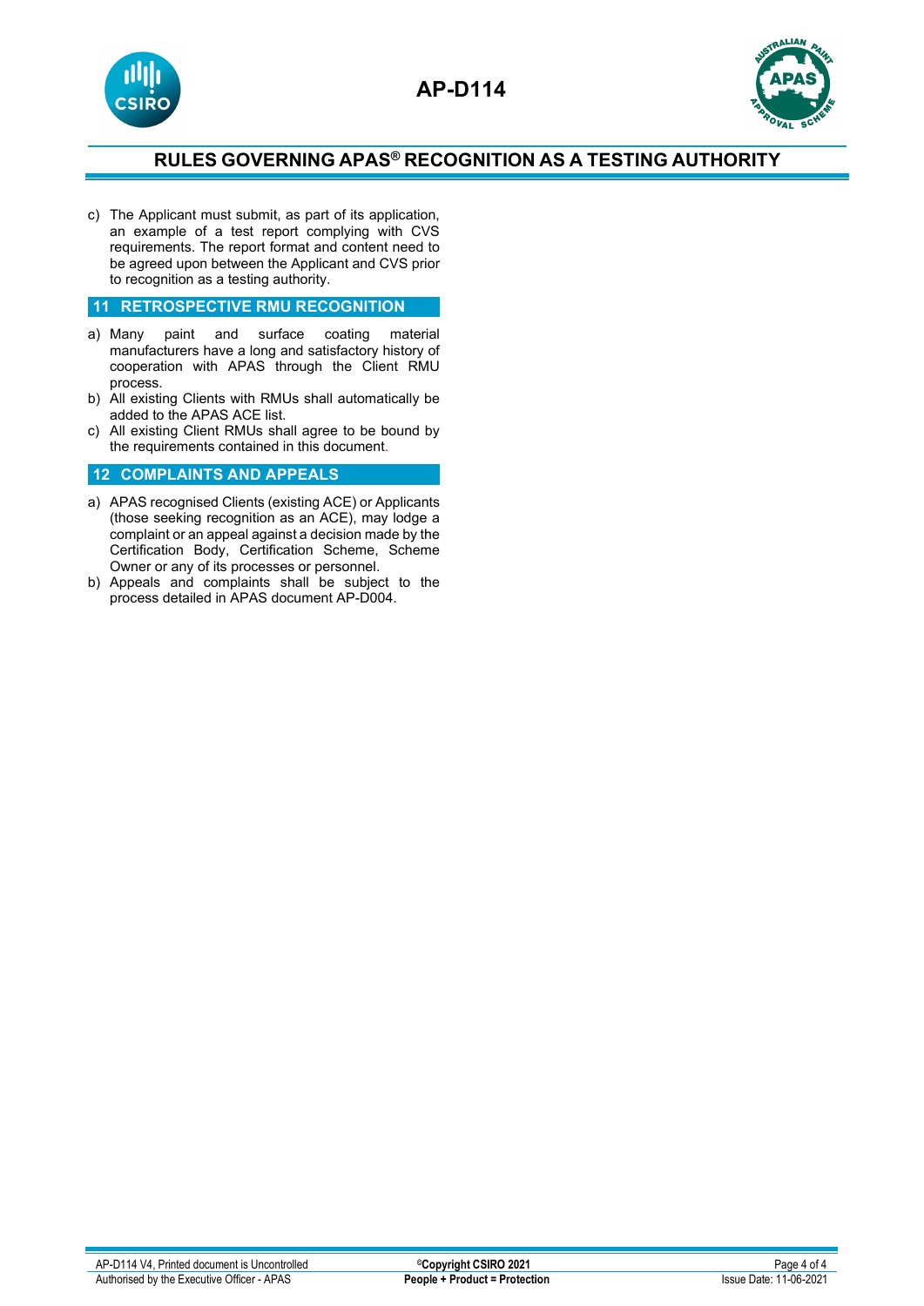c) The Applicant must submit, as part of its application, an example of a test report complying with CVS requirements. The report format and content need to be agreed upon between the Applicant and CVS prior to recognition as a testing authority.

## 11 RETROSPECTIVE RMU RECOGNITION

a) Many paint and surface coating material manufacturers have a long and satisfactory history of cooperation with APAS through the Client RMU process.
b) All existing Clients with RMUs shall automatically be added to the APAS ACE list.
c) All existing Client RMUs shall agree to be bound by the requirements contained in this document.

## 12 COMPLAINTS AND APPEALS

a) APAS recognised Clients (existing ACE) or Applicants (those seeking recognition as an ACE), may lodge a complaint or an appeal against a decision made by the Certification Body, Certification Scheme, Scheme Owner or any of its processes or personnel.
b) Appeals and complaints shall be subject to the process detailed in APAS document AP-D004.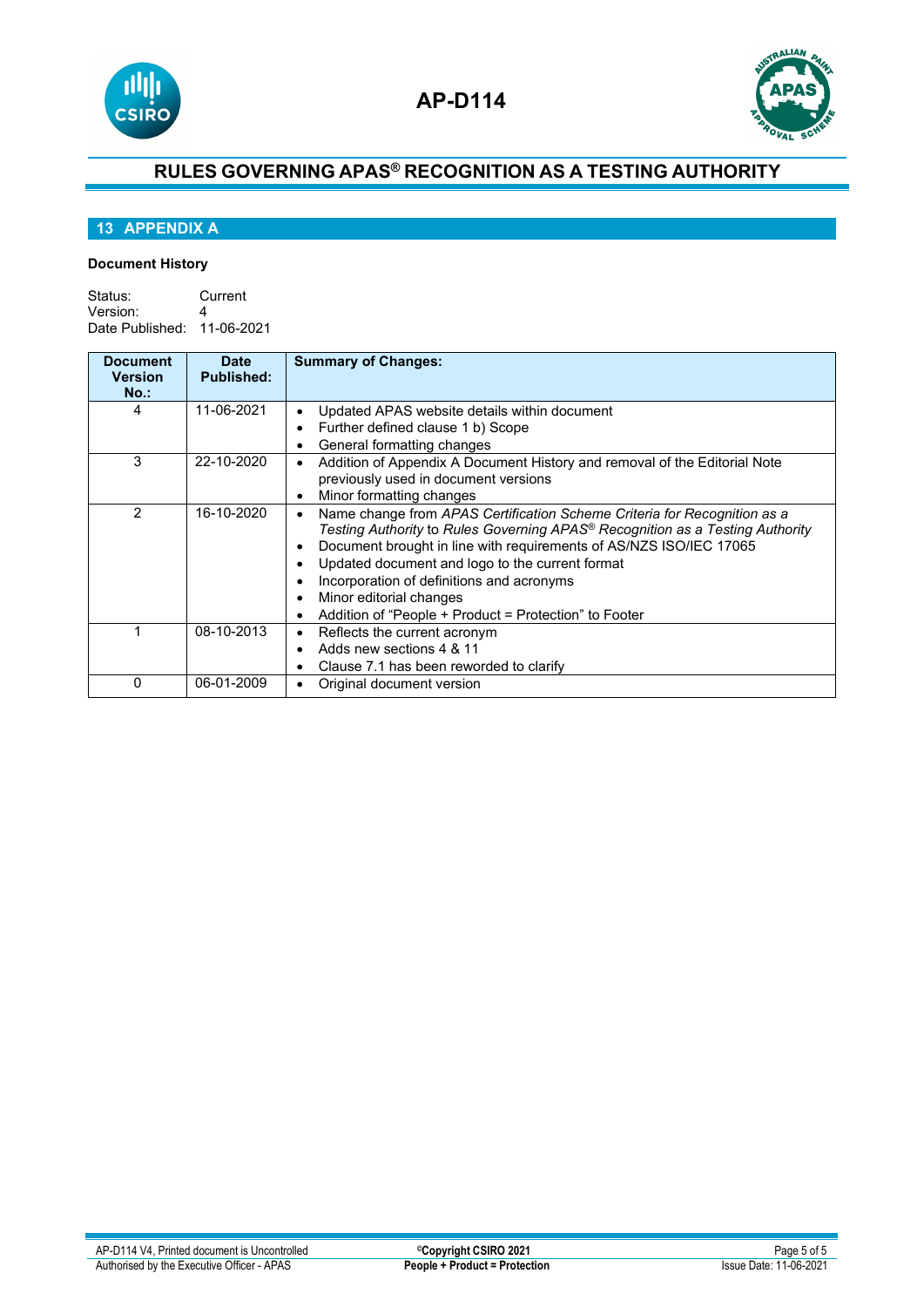## 13 APPENDIX A

**Document History**

Status: Current
Version: 4
Date Published: 11-06-2021

| Document Version No.: | Date Published: | Summary of Changes: |
|---|---|---|
| 4 | 11-06-2021 | • Updated APAS website details within document<br>• Further defined clause 1 b) Scope<br>• General formatting changes |
| 3 | 22-10-2020 | • Addition of Appendix A Document History and removal of the Editorial Note previously used in document versions<br>• Minor formatting changes |
| 2 | 16-10-2020 | • Name change from *APAS Certification Scheme Criteria for Recognition as a Testing Authority* to *Rules Governing APAS® Recognition as a Testing Authority*<br>• Document brought in line with requirements of AS/NZS ISO/IEC 17065<br>• Updated document and logo to the current format<br>• Incorporation of definitions and acronyms<br>• Minor editorial changes<br>• Addition of "People + Product = Protection" to Footer |
| 1 | 08-10-2013 | • Reflects the current acronym<br>• Adds new sections 4 & 11<br>• Clause 7.1 has been reworded to clarify |
| 0 | 06-01-2009 | • Original document version |